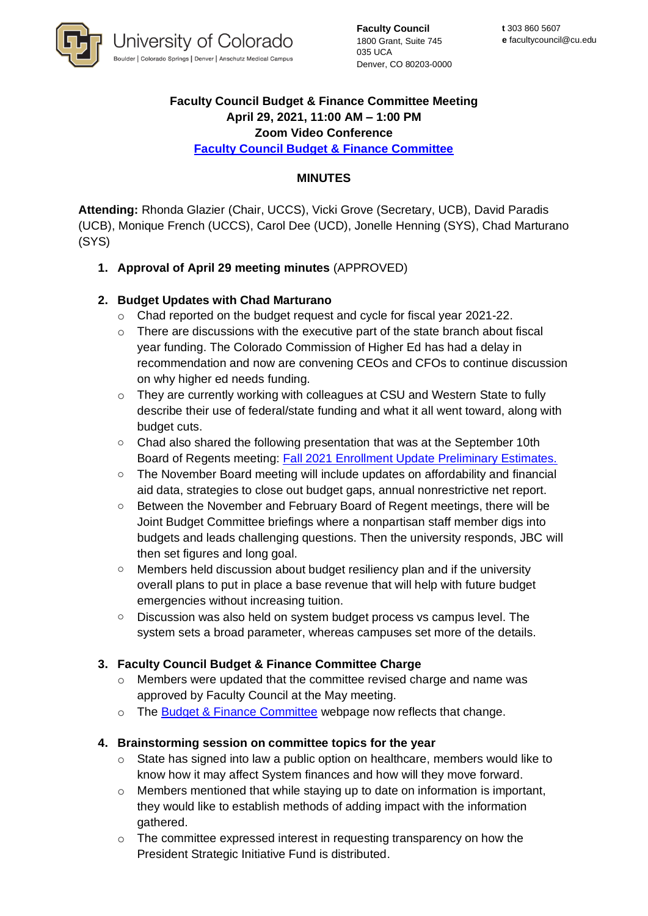University of Colorado
Boulder | Colorado Springs | Denver | Anschutz Medical Campus

**Faculty Council**
1800 Grant, Suite 745
035 UCA
Denver, CO 80203-0000

**t** 303 860 5607
**e** facultycouncil@cu.edu

**Faculty Council Budget & Finance Committee Meeting**
**April 29, 2021, 11:00 AM – 1:00 PM**
**Zoom Video Conference**
**[Faculty Council Budget & Finance Committee]()**

## MINUTES

**Attending:** Rhonda Glazier (Chair, UCCS), Vicki Grove (Secretary, UCB), David Paradis (UCB), Monique French (UCCS), Carol Dee (UCD), Jonelle Henning (SYS), Chad Marturano (SYS)

1. **Approval of April 29 meeting minutes** (APPROVED)

2. **Budget Updates with Chad Marturano**
   - Chad reported on the budget request and cycle for fiscal year 2021-22.
   - There are discussions with the executive part of the state branch about fiscal year funding. The Colorado Commission of Higher Ed has had a delay in recommendation and now are convening CEOs and CFOs to continue discussion on why higher ed needs funding.
   - They are currently working with colleagues at CSU and Western State to fully describe their use of federal/state funding and what it all went toward, along with budget cuts.
   - Chad also shared the following presentation that was at the September 10th Board of Regents meeting: [Fall 2021 Enrollment Update Preliminary Estimates.]()
   - The November Board meeting will include updates on affordability and financial aid data, strategies to close out budget gaps, annual nonrestrictive net report.
   - Between the November and February Board of Regent meetings, there will be Joint Budget Committee briefings where a nonpartisan staff member digs into budgets and leads challenging questions. Then the university responds, JBC will then set figures and long goal.
   - Members held discussion about budget resiliency plan and if the university overall plans to put in place a base revenue that will help with future budget emergencies without increasing tuition.
   - Discussion was also held on system budget process vs campus level. The system sets a broad parameter, whereas campuses set more of the details.

3. **Faculty Council Budget & Finance Committee Charge**
   - Members were updated that the committee revised charge and name was approved by Faculty Council at the May meeting.
   - The [Budget & Finance Committee]() webpage now reflects that change.

4. **Brainstorming session on committee topics for the year**
   - State has signed into law a public option on healthcare, members would like to know how it may affect System finances and how will they move forward.
   - Members mentioned that while staying up to date on information is important, they would like to establish methods of adding impact with the information gathered.
   - The committee expressed interest in requesting transparency on how the President Strategic Initiative Fund is distributed.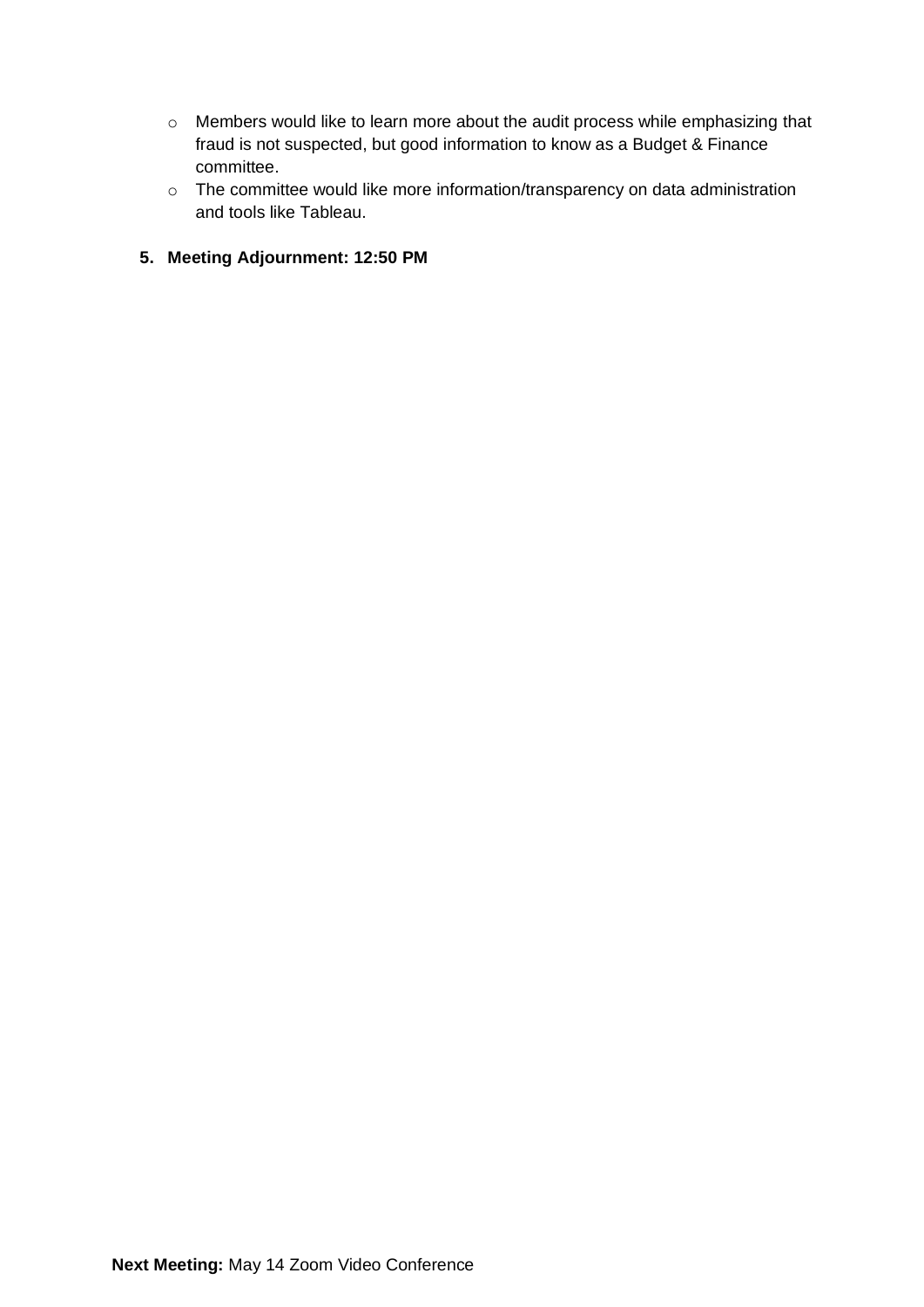- Members would like to learn more about the audit process while emphasizing that fraud is not suspected, but good information to know as a Budget & Finance committee.
- The committee would like more information/transparency on data administration and tools like Tableau.

5. **Meeting Adjournment: 12:50 PM**

**Next Meeting:** May 14 Zoom Video Conference